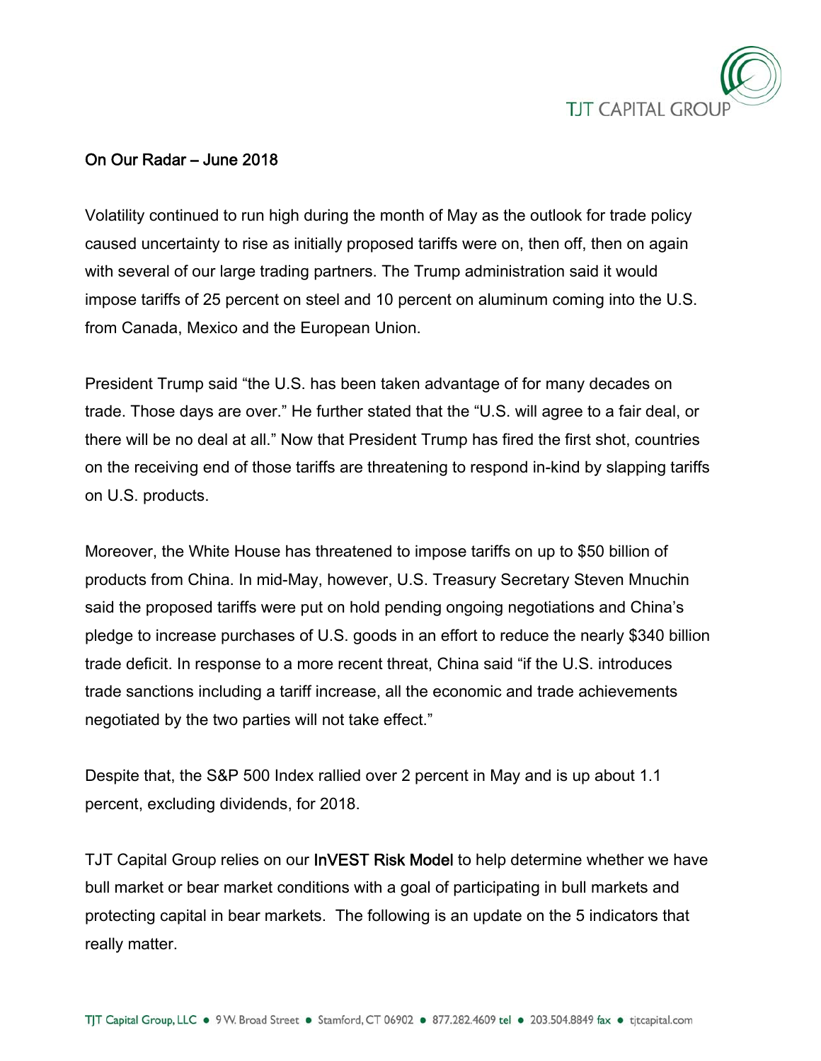## On Our Radar – June 2018

Volatility continued to run high during the month of May as the outlook for trade policy caused uncertainty to rise as initially proposed tariffs were on, then off, then on again with several of our large trading partners. The Trump administration said it would impose tariffs of 25 percent on steel and 10 percent on aluminum coming into the U.S. from Canada, Mexico and the European Union.

President Trump said "the U.S. has been taken advantage of for many decades on trade. Those days are over." He further stated that the "U.S. will agree to a fair deal, or there will be no deal at all." Now that President Trump has fired the first shot, countries on the receiving end of those tariffs are threatening to respond in-kind by slapping tariffs on U.S. products.

Moreover, the White House has threatened to impose tariffs on up to $50 billion of products from China. In mid-May, however, U.S. Treasury Secretary Steven Mnuchin said the proposed tariffs were put on hold pending ongoing negotiations and China's pledge to increase purchases of U.S. goods in an effort to reduce the nearly $340 billion trade deficit. In response to a more recent threat, China said "if the U.S. introduces trade sanctions including a tariff increase, all the economic and trade achievements negotiated by the two parties will not take effect."

Despite that, the S&P 500 Index rallied over 2 percent in May and is up about 1.1 percent, excluding dividends, for 2018.

TJT Capital Group relies on our InVEST Risk Model to help determine whether we have bull market or bear market conditions with a goal of participating in bull markets and protecting capital in bear markets. The following is an update on the 5 indicators that really matter.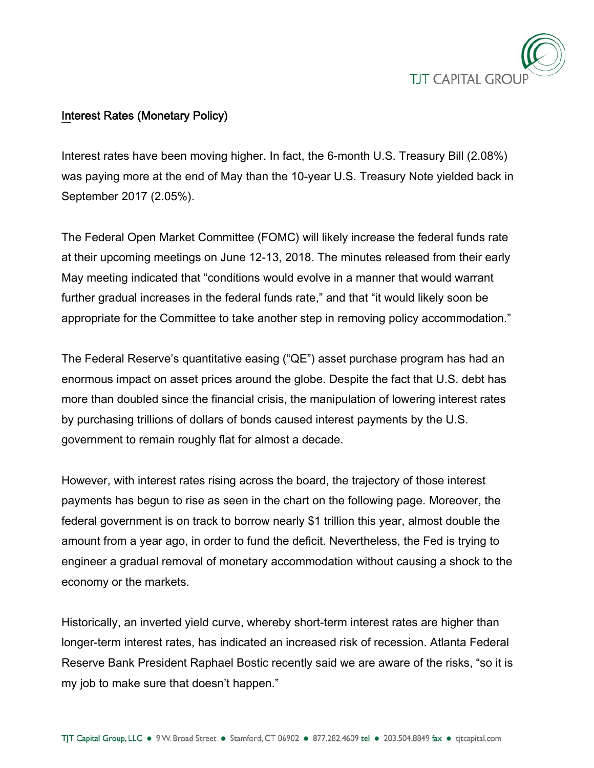## Interest Rates (Monetary Policy)

Interest rates have been moving higher. In fact, the 6-month U.S. Treasury Bill (2.08%) was paying more at the end of May than the 10-year U.S. Treasury Note yielded back in September 2017 (2.05%).

The Federal Open Market Committee (FOMC) will likely increase the federal funds rate at their upcoming meetings on June 12-13, 2018. The minutes released from their early May meeting indicated that "conditions would evolve in a manner that would warrant further gradual increases in the federal funds rate," and that "it would likely soon be appropriate for the Committee to take another step in removing policy accommodation."

The Federal Reserve's quantitative easing ("QE") asset purchase program has had an enormous impact on asset prices around the globe. Despite the fact that U.S. debt has more than doubled since the financial crisis, the manipulation of lowering interest rates by purchasing trillions of dollars of bonds caused interest payments by the U.S. government to remain roughly flat for almost a decade.

However, with interest rates rising across the board, the trajectory of those interest payments has begun to rise as seen in the chart on the following page. Moreover, the federal government is on track to borrow nearly $1 trillion this year, almost double the amount from a year ago, in order to fund the deficit. Nevertheless, the Fed is trying to engineer a gradual removal of monetary accommodation without causing a shock to the economy or the markets.

Historically, an inverted yield curve, whereby short-term interest rates are higher than longer-term interest rates, has indicated an increased risk of recession. Atlanta Federal Reserve Bank President Raphael Bostic recently said we are aware of the risks, "so it is my job to make sure that doesn't happen."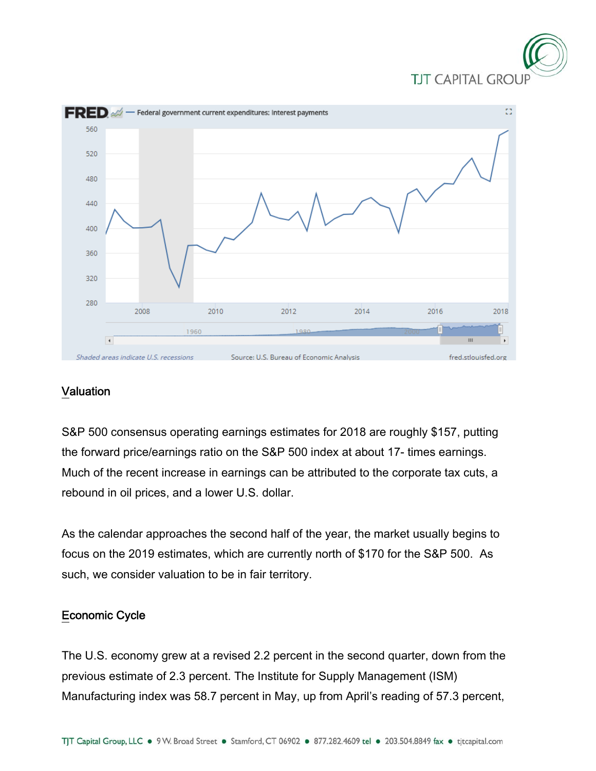## Valuation

S&P 500 consensus operating earnings estimates for 2018 are roughly $157, putting the forward price/earnings ratio on the S&P 500 index at about 17- times earnings. Much of the recent increase in earnings can be attributed to the corporate tax cuts, a rebound in oil prices, and a lower U.S. dollar.

As the calendar approaches the second half of the year, the market usually begins to focus on the 2019 estimates, which are currently north of $170 for the S&P 500. As such, we consider valuation to be in fair territory.

## Economic Cycle

The U.S. economy grew at a revised 2.2 percent in the second quarter, down from the previous estimate of 2.3 percent. The Institute for Supply Management (ISM) Manufacturing index was 58.7 percent in May, up from April's reading of 57.3 percent,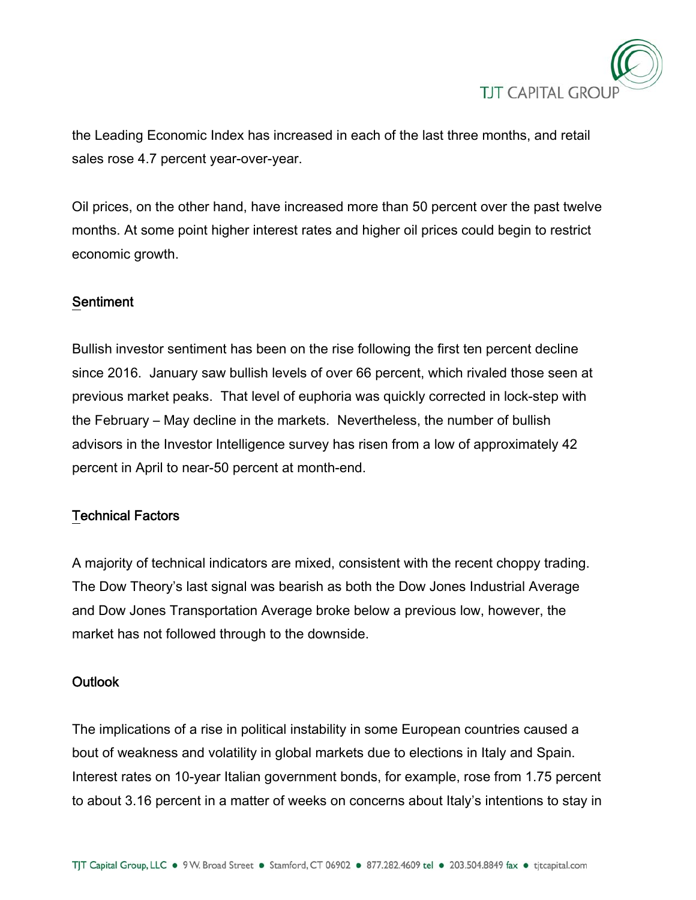the Leading Economic Index has increased in each of the last three months, and retail sales rose 4.7 percent year-over-year.

Oil prices, on the other hand, have increased more than 50 percent over the past twelve months. At some point higher interest rates and higher oil prices could begin to restrict economic growth.

## Sentiment

Bullish investor sentiment has been on the rise following the first ten percent decline since 2016. January saw bullish levels of over 66 percent, which rivaled those seen at previous market peaks. That level of euphoria was quickly corrected in lock-step with the February – May decline in the markets. Nevertheless, the number of bullish advisors in the Investor Intelligence survey has risen from a low of approximately 42 percent in April to near-50 percent at month-end.

## Technical Factors

A majority of technical indicators are mixed, consistent with the recent choppy trading. The Dow Theory's last signal was bearish as both the Dow Jones Industrial Average and Dow Jones Transportation Average broke below a previous low, however, the market has not followed through to the downside.

## Outlook

The implications of a rise in political instability in some European countries caused a bout of weakness and volatility in global markets due to elections in Italy and Spain. Interest rates on 10-year Italian government bonds, for example, rose from 1.75 percent to about 3.16 percent in a matter of weeks on concerns about Italy's intentions to stay in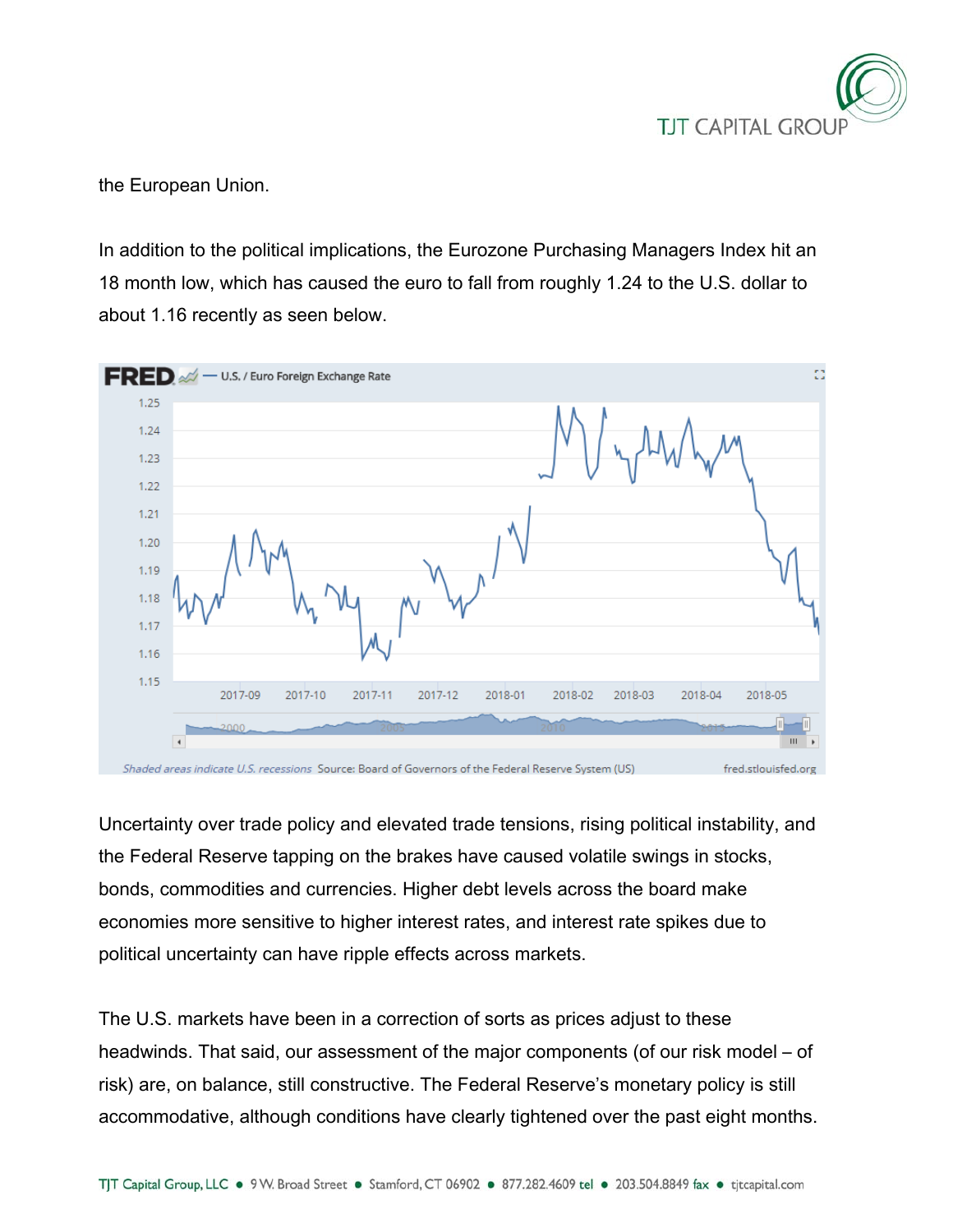the European Union.

In addition to the political implications, the Eurozone Purchasing Managers Index hit an 18 month low, which has caused the euro to fall from roughly 1.24 to the U.S. dollar to about 1.16 recently as seen below.

Uncertainty over trade policy and elevated trade tensions, rising political instability, and the Federal Reserve tapping on the brakes have caused volatile swings in stocks, bonds, commodities and currencies. Higher debt levels across the board make economies more sensitive to higher interest rates, and interest rate spikes due to political uncertainty can have ripple effects across markets.

The U.S. markets have been in a correction of sorts as prices adjust to these headwinds. That said, our assessment of the major components (of our risk model – of risk) are, on balance, still constructive. The Federal Reserve's monetary policy is still accommodative, although conditions have clearly tightened over the past eight months.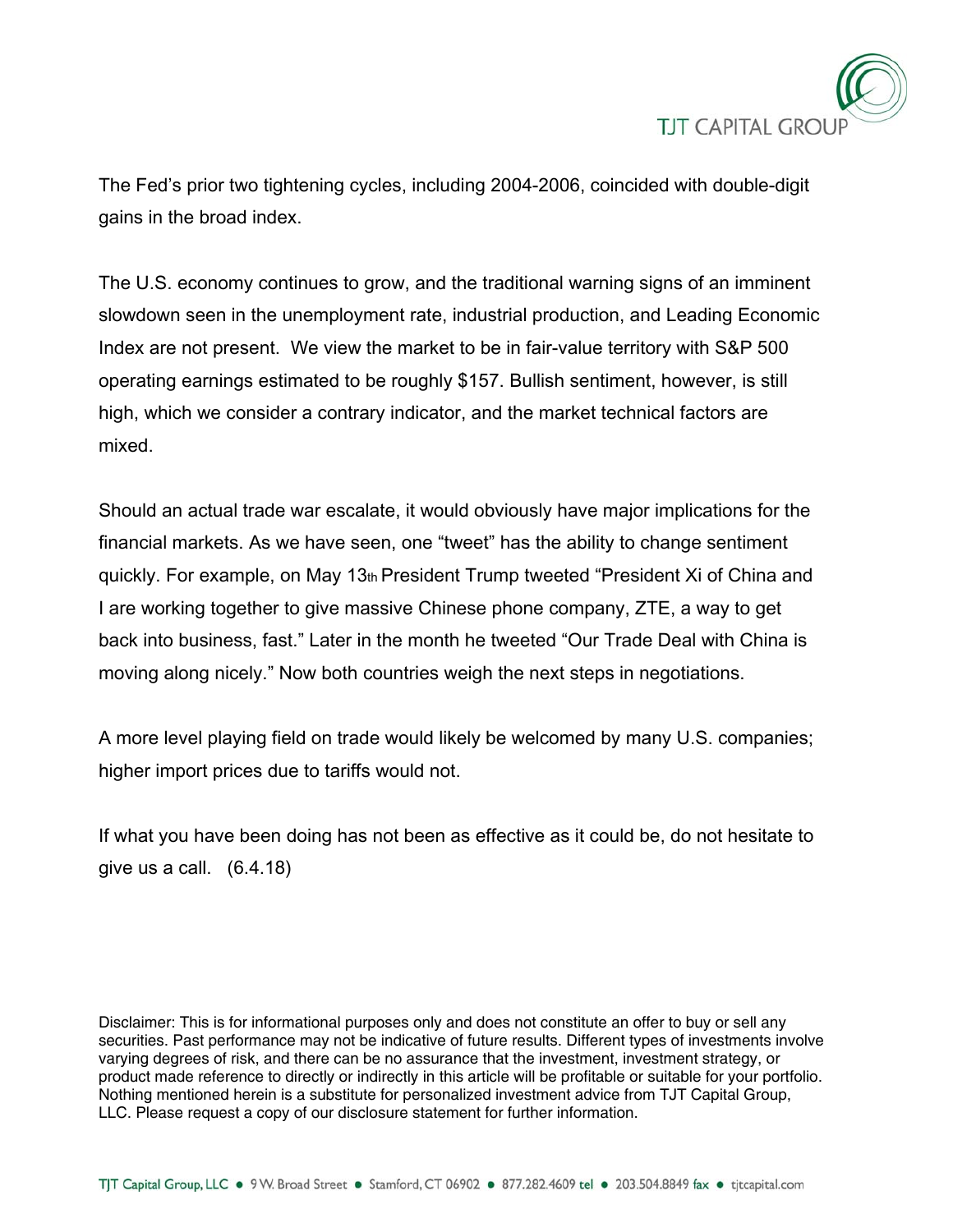The Fed's prior two tightening cycles, including 2004-2006, coincided with double-digit gains in the broad index.

The U.S. economy continues to grow, and the traditional warning signs of an imminent slowdown seen in the unemployment rate, industrial production, and Leading Economic Index are not present. We view the market to be in fair-value territory with S&P 500 operating earnings estimated to be roughly $157. Bullish sentiment, however, is still high, which we consider a contrary indicator, and the market technical factors are mixed.

Should an actual trade war escalate, it would obviously have major implications for the financial markets. As we have seen, one "tweet" has the ability to change sentiment quickly. For example, on May 13th President Trump tweeted "President Xi of China and I are working together to give massive Chinese phone company, ZTE, a way to get back into business, fast." Later in the month he tweeted "Our Trade Deal with China is moving along nicely." Now both countries weigh the next steps in negotiations.

A more level playing field on trade would likely be welcomed by many U.S. companies; higher import prices due to tariffs would not.

If what you have been doing has not been as effective as it could be, do not hesitate to give us a call. (6.4.18)

Disclaimer: This is for informational purposes only and does not constitute an offer to buy or sell any securities. Past performance may not be indicative of future results. Different types of investments involve varying degrees of risk, and there can be no assurance that the investment, investment strategy, or product made reference to directly or indirectly in this article will be profitable or suitable for your portfolio. Nothing mentioned herein is a substitute for personalized investment advice from TJT Capital Group, LLC. Please request a copy of our disclosure statement for further information.